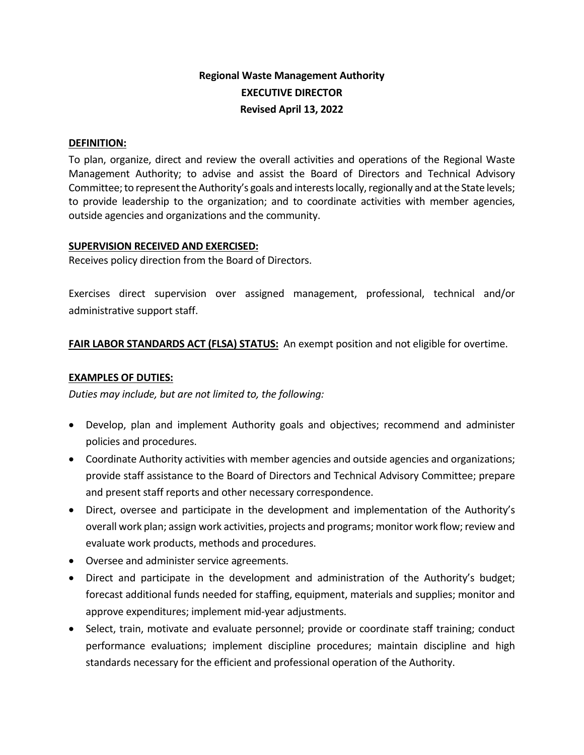# Regional Waste Management Authority
# EXECUTIVE DIRECTOR
**Revised April 13, 2022**

## DEFINITION:

To plan, organize, direct and review the overall activities and operations of the Regional Waste Management Authority; to advise and assist the Board of Directors and Technical Advisory Committee; to represent the Authority's goals and interests locally, regionally and at the State levels; to provide leadership to the organization; and to coordinate activities with member agencies, outside agencies and organizations and the community.

## SUPERVISION RECEIVED AND EXERCISED:

Receives policy direction from the Board of Directors.

Exercises direct supervision over assigned management, professional, technical and/or administrative support staff.

**FAIR LABOR STANDARDS ACT (FLSA) STATUS:** An exempt position and not eligible for overtime.

## EXAMPLES OF DUTIES:

*Duties may include, but are not limited to, the following:*

- Develop, plan and implement Authority goals and objectives; recommend and administer policies and procedures.
- Coordinate Authority activities with member agencies and outside agencies and organizations; provide staff assistance to the Board of Directors and Technical Advisory Committee; prepare and present staff reports and other necessary correspondence.
- Direct, oversee and participate in the development and implementation of the Authority's overall work plan; assign work activities, projects and programs; monitor work flow; review and evaluate work products, methods and procedures.
- Oversee and administer service agreements.
- Direct and participate in the development and administration of the Authority's budget; forecast additional funds needed for staffing, equipment, materials and supplies; monitor and approve expenditures; implement mid-year adjustments.
- Select, train, motivate and evaluate personnel; provide or coordinate staff training; conduct performance evaluations; implement discipline procedures; maintain discipline and high standards necessary for the efficient and professional operation of the Authority.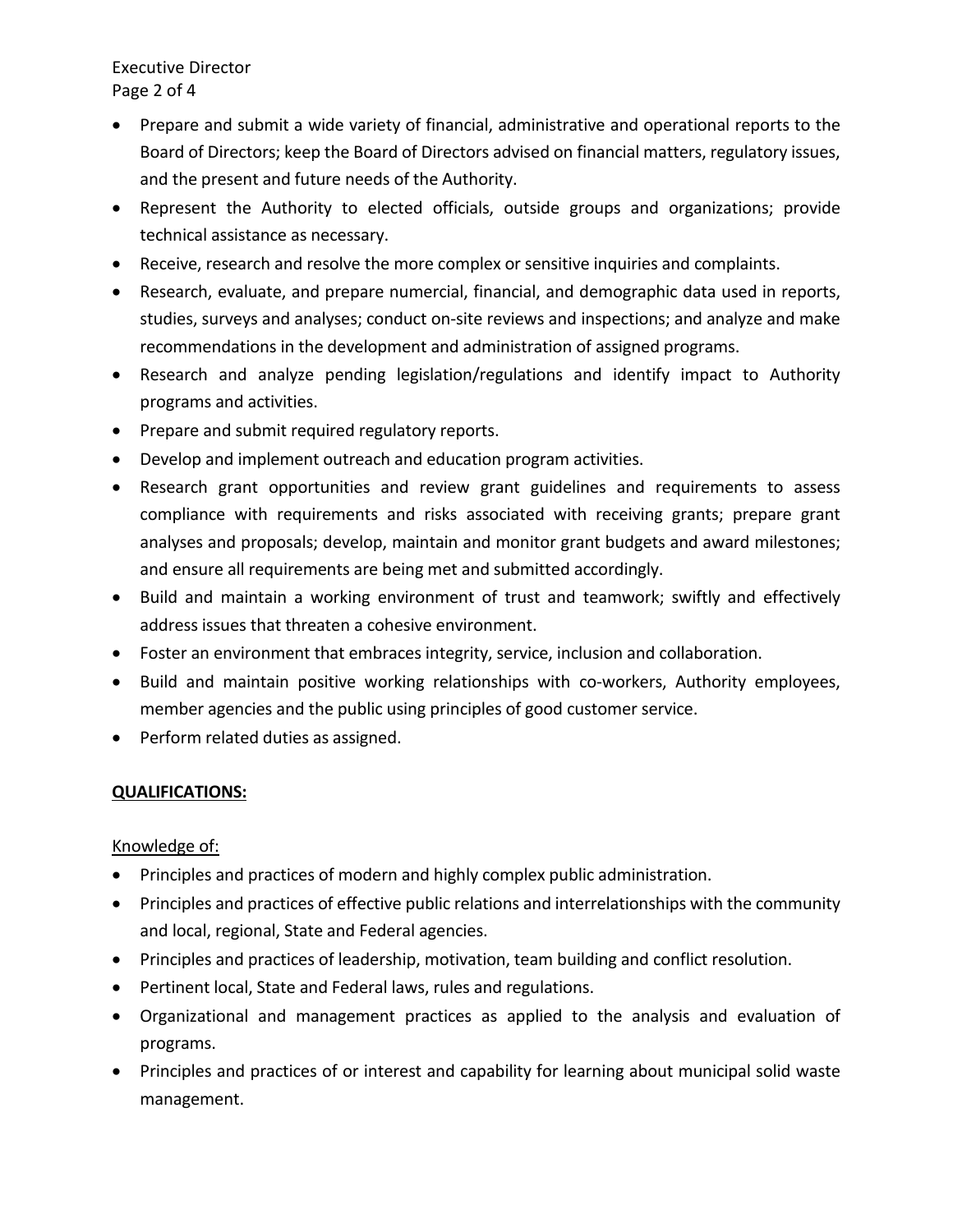- Prepare and submit a wide variety of financial, administrative and operational reports to the Board of Directors; keep the Board of Directors advised on financial matters, regulatory issues, and the present and future needs of the Authority.
- Represent the Authority to elected officials, outside groups and organizations; provide technical assistance as necessary.
- Receive, research and resolve the more complex or sensitive inquiries and complaints.
- Research, evaluate, and prepare numercial, financial, and demographic data used in reports, studies, surveys and analyses; conduct on-site reviews and inspections; and analyze and make recommendations in the development and administration of assigned programs.
- Research and analyze pending legislation/regulations and identify impact to Authority programs and activities.
- Prepare and submit required regulatory reports.
- Develop and implement outreach and education program activities.
- Research grant opportunities and review grant guidelines and requirements to assess compliance with requirements and risks associated with receiving grants; prepare grant analyses and proposals; develop, maintain and monitor grant budgets and award milestones; and ensure all requirements are being met and submitted accordingly.
- Build and maintain a working environment of trust and teamwork; swiftly and effectively address issues that threaten a cohesive environment.
- Foster an environment that embraces integrity, service, inclusion and collaboration.
- Build and maintain positive working relationships with co-workers, Authority employees, member agencies and the public using principles of good customer service.
- Perform related duties as assigned.

**QUALIFICATIONS:**

Knowledge of:

- Principles and practices of modern and highly complex public administration.
- Principles and practices of effective public relations and interrelationships with the community and local, regional, State and Federal agencies.
- Principles and practices of leadership, motivation, team building and conflict resolution.
- Pertinent local, State and Federal laws, rules and regulations.
- Organizational and management practices as applied to the analysis and evaluation of programs.
- Principles and practices of or interest and capability for learning about municipal solid waste management.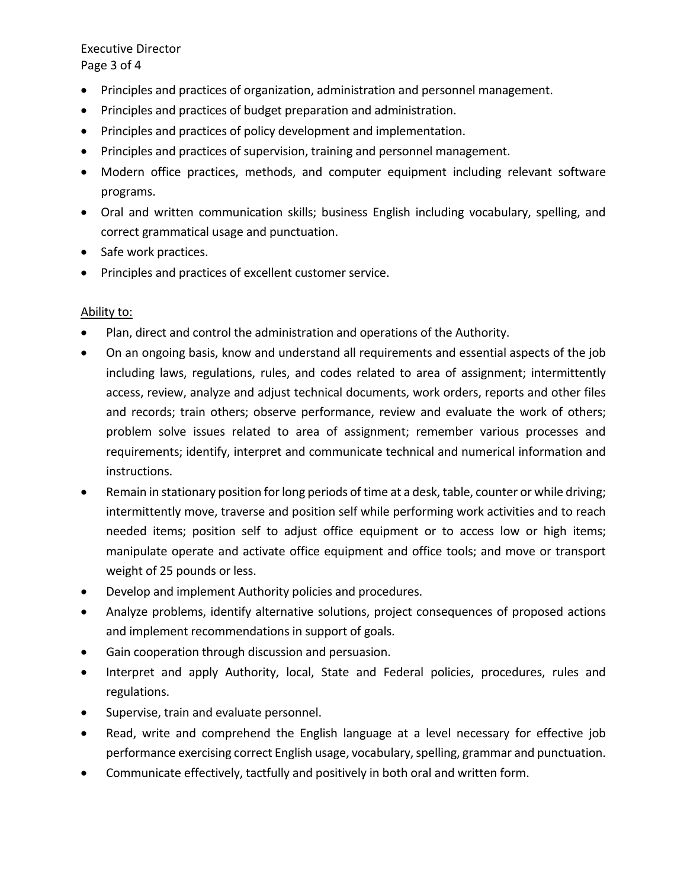- Principles and practices of organization, administration and personnel management.
- Principles and practices of budget preparation and administration.
- Principles and practices of policy development and implementation.
- Principles and practices of supervision, training and personnel management.
- Modern office practices, methods, and computer equipment including relevant software programs.
- Oral and written communication skills; business English including vocabulary, spelling, and correct grammatical usage and punctuation.
- Safe work practices.
- Principles and practices of excellent customer service.

<u>Ability to:</u>

- Plan, direct and control the administration and operations of the Authority.
- On an ongoing basis, know and understand all requirements and essential aspects of the job including laws, regulations, rules, and codes related to area of assignment; intermittently access, review, analyze and adjust technical documents, work orders, reports and other files and records; train others; observe performance, review and evaluate the work of others; problem solve issues related to area of assignment; remember various processes and requirements; identify, interpret and communicate technical and numerical information and instructions.
- Remain in stationary position for long periods of time at a desk, table, counter or while driving; intermittently move, traverse and position self while performing work activities and to reach needed items; position self to adjust office equipment or to access low or high items; manipulate operate and activate office equipment and office tools; and move or transport weight of 25 pounds or less.
- Develop and implement Authority policies and procedures.
- Analyze problems, identify alternative solutions, project consequences of proposed actions and implement recommendations in support of goals.
- Gain cooperation through discussion and persuasion.
- Interpret and apply Authority, local, State and Federal policies, procedures, rules and regulations.
- Supervise, train and evaluate personnel.
- Read, write and comprehend the English language at a level necessary for effective job performance exercising correct English usage, vocabulary, spelling, grammar and punctuation.
- Communicate effectively, tactfully and positively in both oral and written form.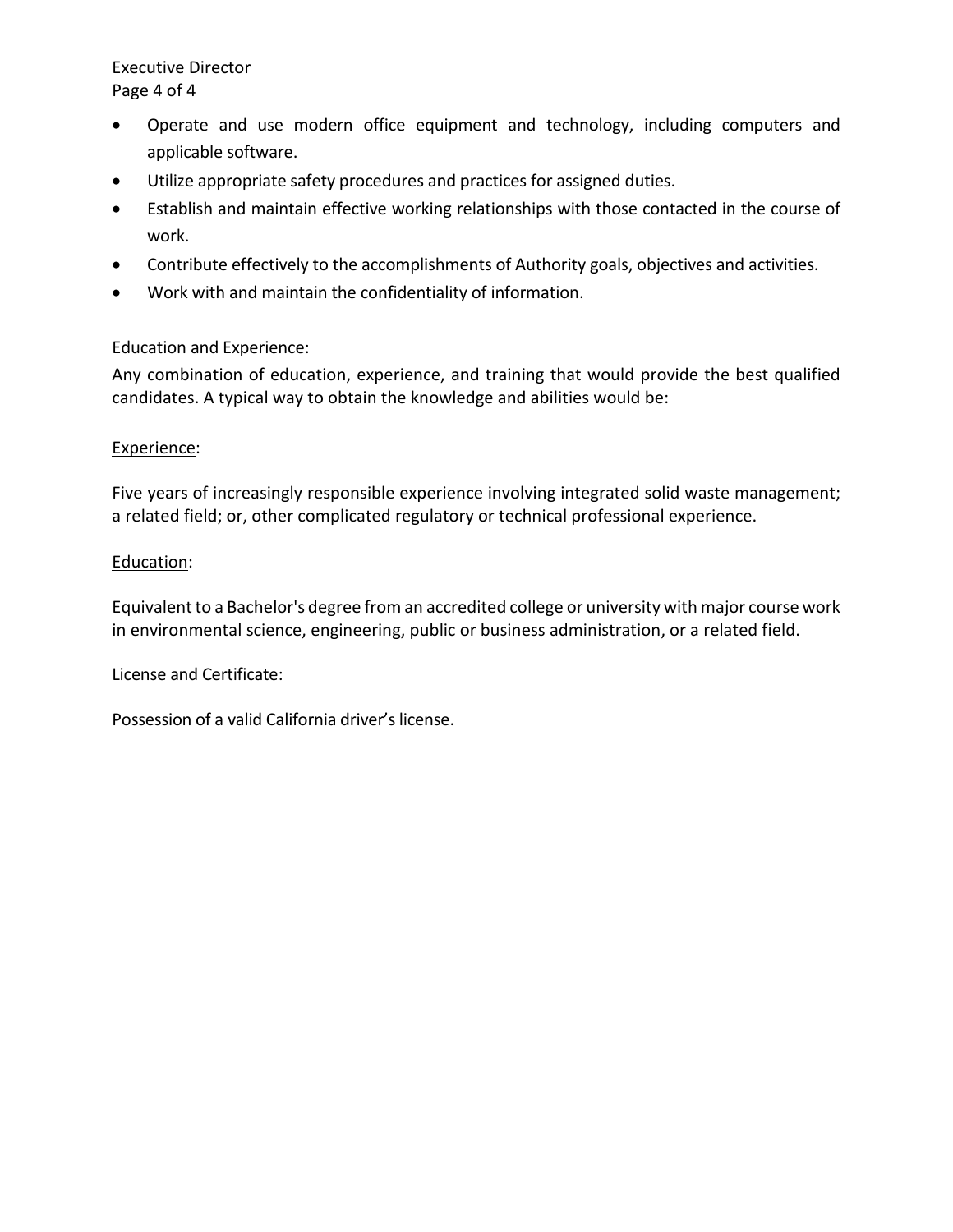- Operate and use modern office equipment and technology, including computers and applicable software.
- Utilize appropriate safety procedures and practices for assigned duties.
- Establish and maintain effective working relationships with those contacted in the course of work.
- Contribute effectively to the accomplishments of Authority goals, objectives and activities.
- Work with and maintain the confidentiality of information.

Education and Experience:

Any combination of education, experience, and training that would provide the best qualified candidates. A typical way to obtain the knowledge and abilities would be:

Experience:

Five years of increasingly responsible experience involving integrated solid waste management; a related field; or, other complicated regulatory or technical professional experience.

Education:

Equivalent to a Bachelor's degree from an accredited college or university with major course work in environmental science, engineering, public or business administration, or a related field.

License and Certificate:

Possession of a valid California driver's license.